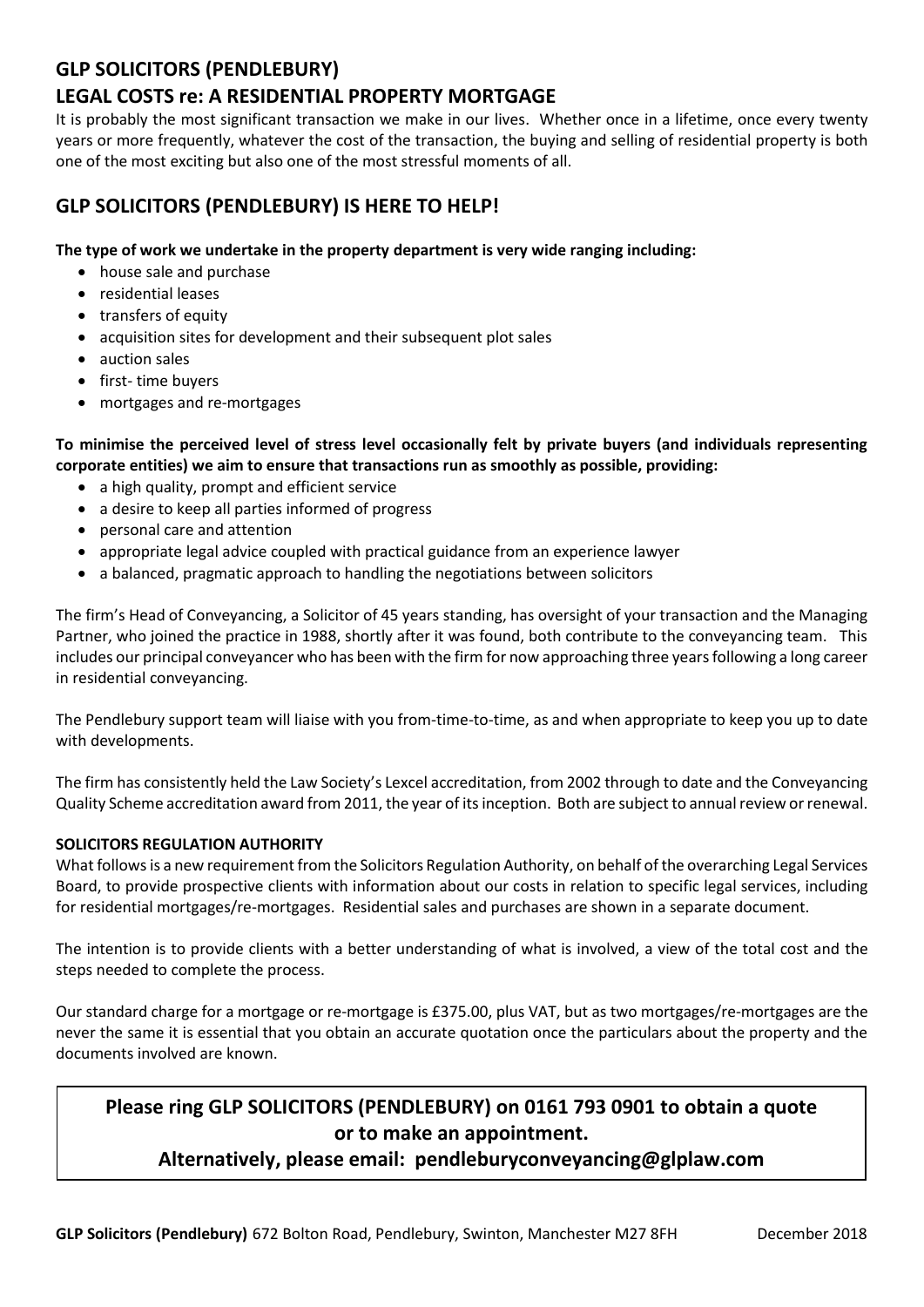# GLP SOLICITORS (PENDLEBURY)

## LEGAL COSTS re: A RESIDENTIAL PROPERTY MORTGAGE

It is probably the most significant transaction we make in our lives. Whether once in a lifetime, once every twenty years or more frequently, whatever the cost of the transaction, the buying and selling of residential property is both one of the most exciting but also one of the most stressful moments of all.

## GLP SOLICITORS (PENDLEBURY) IS HERE TO HELP!

**The type of work we undertake in the property department is very wide ranging including:**

- house sale and purchase
- residential leases
- transfers of equity
- acquisition sites for development and their subsequent plot sales
- auction sales
- first- time buyers
- mortgages and re-mortgages

**To minimise the perceived level of stress level occasionally felt by private buyers (and individuals representing corporate entities) we aim to ensure that transactions run as smoothly as possible, providing:**

- a high quality, prompt and efficient service
- a desire to keep all parties informed of progress
- personal care and attention
- appropriate legal advice coupled with practical guidance from an experience lawyer
- a balanced, pragmatic approach to handling the negotiations between solicitors

The firm's Head of Conveyancing, a Solicitor of 45 years standing, has oversight of your transaction and the Managing Partner, who joined the practice in 1988, shortly after it was found, both contribute to the conveyancing team. This includes our principal conveyancer who has been with the firm for now approaching three years following a long career in residential conveyancing.

The Pendlebury support team will liaise with you from-time-to-time, as and when appropriate to keep you up to date with developments.

The firm has consistently held the Law Society's Lexcel accreditation, from 2002 through to date and the Conveyancing Quality Scheme accreditation award from 2011, the year of its inception. Both are subject to annual review or renewal.

### SOLICITORS REGULATION AUTHORITY

What follows is a new requirement from the Solicitors Regulation Authority, on behalf of the overarching Legal Services Board, to provide prospective clients with information about our costs in relation to specific legal services, including for residential mortgages/re-mortgages. Residential sales and purchases are shown in a separate document.

The intention is to provide clients with a better understanding of what is involved, a view of the total cost and the steps needed to complete the process.

Our standard charge for a mortgage or re-mortgage is £375.00, plus VAT, but as two mortgages/re-mortgages are the never the same it is essential that you obtain an accurate quotation once the particulars about the property and the documents involved are known.

**Please ring GLP SOLICITORS (PENDLEBURY) on 0161 793 0901 to obtain a quote or to make an appointment.**

**Alternatively, please email: pendleburyconveyancing@glplaw.com**

**GLP Solicitors (Pendlebury)** 672 Bolton Road, Pendlebury, Swinton, Manchester M27 8FH December 2018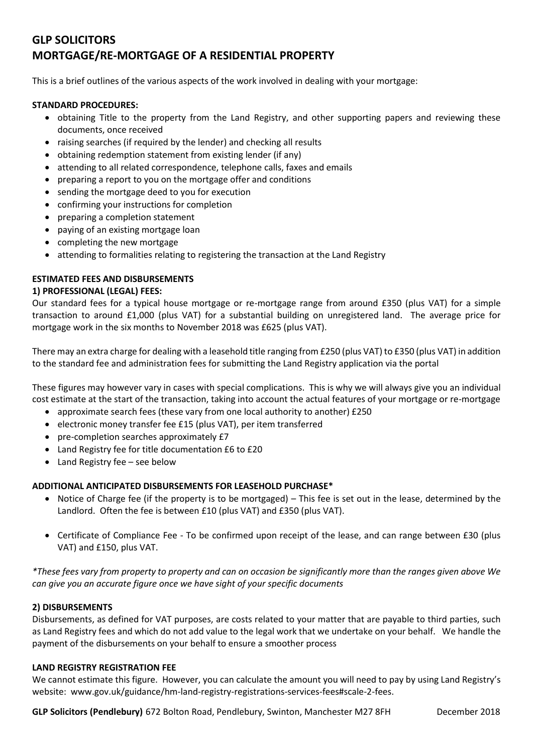# GLP SOLICITORS
# MORTGAGE/RE-MORTGAGE OF A RESIDENTIAL PROPERTY

This is a brief outlines of the various aspects of the work involved in dealing with your mortgage:

**STANDARD PROCEDURES:**

- obtaining Title to the property from the Land Registry, and other supporting papers and reviewing these documents, once received
- raising searches (if required by the lender) and checking all results
- obtaining redemption statement from existing lender (if any)
- attending to all related correspondence, telephone calls, faxes and emails
- preparing a report to you on the mortgage offer and conditions
- sending the mortgage deed to you for execution
- confirming your instructions for completion
- preparing a completion statement
- paying of an existing mortgage loan
- completing the new mortgage
- attending to formalities relating to registering the transaction at the Land Registry

**ESTIMATED FEES AND DISBURSEMENTS**

**1) PROFESSIONAL (LEGAL) FEES:**

Our standard fees for a typical house mortgage or re-mortgage range from around £350 (plus VAT) for a simple transaction to around £1,000 (plus VAT) for a substantial building on unregistered land. The average price for mortgage work in the six months to November 2018 was £625 (plus VAT).

There may an extra charge for dealing with a leasehold title ranging from £250 (plus VAT) to £350 (plus VAT) in addition to the standard fee and administration fees for submitting the Land Registry application via the portal

These figures may however vary in cases with special complications. This is why we will always give you an individual cost estimate at the start of the transaction, taking into account the actual features of your mortgage or re-mortgage

- approximate search fees (these vary from one local authority to another) £250
- electronic money transfer fee £15 (plus VAT), per item transferred
- pre-completion searches approximately £7
- Land Registry fee for title documentation £6 to £20
- Land Registry fee – see below

**ADDITIONAL ANTICIPATED DISBURSEMENTS FOR LEASEHOLD PURCHASE***

- Notice of Charge fee (if the property is to be mortgaged) – This fee is set out in the lease, determined by the Landlord. Often the fee is between £10 (plus VAT) and £350 (plus VAT).

- Certificate of Compliance Fee - To be confirmed upon receipt of the lease, and can range between £30 (plus VAT) and £150, plus VAT.

*\*These fees vary from property to property and can on occasion be significantly more than the ranges given above We can give you an accurate figure once we have sight of your specific documents*

**2) DISBURSEMENTS**

Disbursements, as defined for VAT purposes, are costs related to your matter that are payable to third parties, such as Land Registry fees and which do not add value to the legal work that we undertake on your behalf. We handle the payment of the disbursements on your behalf to ensure a smoother process

**LAND REGISTRY REGISTRATION FEE**

We cannot estimate this figure. However, you can calculate the amount you will need to pay by using Land Registry's website: www.gov.uk/guidance/hm-land-registry-registrations-services-fees#scale-2-fees.

**GLP Solicitors (Pendlebury)** 672 Bolton Road, Pendlebury, Swinton, Manchester M27 8FH December 2018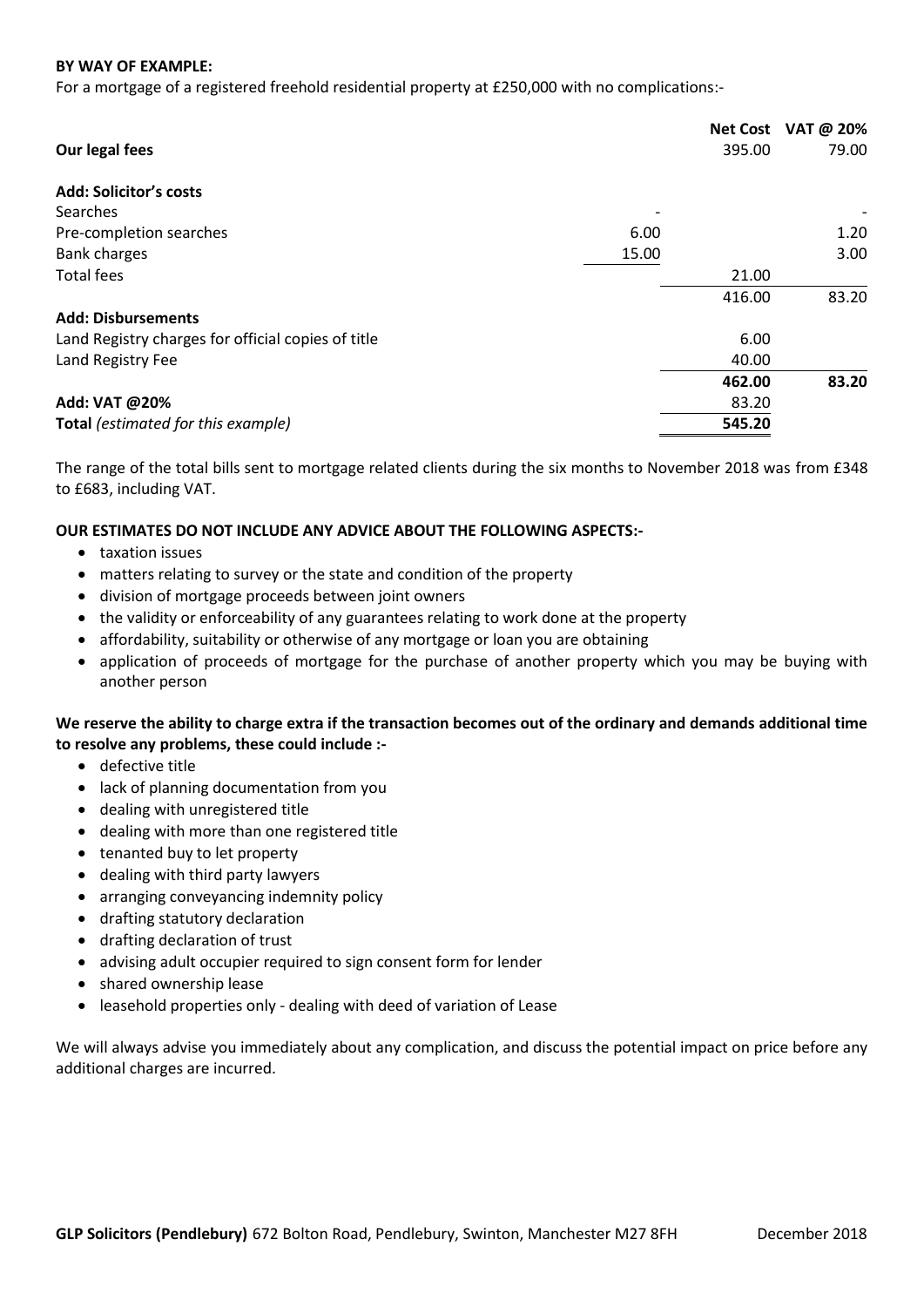**BY WAY OF EXAMPLE:**

For a mortgage of a registered freehold residential property at £250,000 with no complications:-

| | | Net Cost | VAT @ 20% |
|---|---|---|---|
| **Our legal fees** | | 395.00 | 79.00 |
| | | | |
| **Add: Solicitor's costs** | | | |
| Searches | - | | - |
| Pre-completion searches | 6.00 | | 1.20 |
| Bank charges | 15.00 | | 3.00 |
| Total fees | | 21.00 | |
| | | 416.00 | 83.20 |
| **Add: Disbursements** | | | |
| Land Registry charges for official copies of title | | 6.00 | |
| Land Registry Fee | | 40.00 | |
| | | **462.00** | **83.20** |
| **Add: VAT @20%** | | 83.20 | |
| **Total** *(estimated for this example)* | | **545.20** | |

The range of the total bills sent to mortgage related clients during the six months to November 2018 was from £348 to £683, including VAT.

**OUR ESTIMATES DO NOT INCLUDE ANY ADVICE ABOUT THE FOLLOWING ASPECTS:-**

- taxation issues
- matters relating to survey or the state and condition of the property
- division of mortgage proceeds between joint owners
- the validity or enforceability of any guarantees relating to work done at the property
- affordability, suitability or otherwise of any mortgage or loan you are obtaining
- application of proceeds of mortgage for the purchase of another property which you may be buying with another person

**We reserve the ability to charge extra if the transaction becomes out of the ordinary and demands additional time to resolve any problems, these could include :-**

- defective title
- lack of planning documentation from you
- dealing with unregistered title
- dealing with more than one registered title
- tenanted buy to let property
- dealing with third party lawyers
- arranging conveyancing indemnity policy
- drafting statutory declaration
- drafting declaration of trust
- advising adult occupier required to sign consent form for lender
- shared ownership lease
- leasehold properties only - dealing with deed of variation of Lease

We will always advise you immediately about any complication, and discuss the potential impact on price before any additional charges are incurred.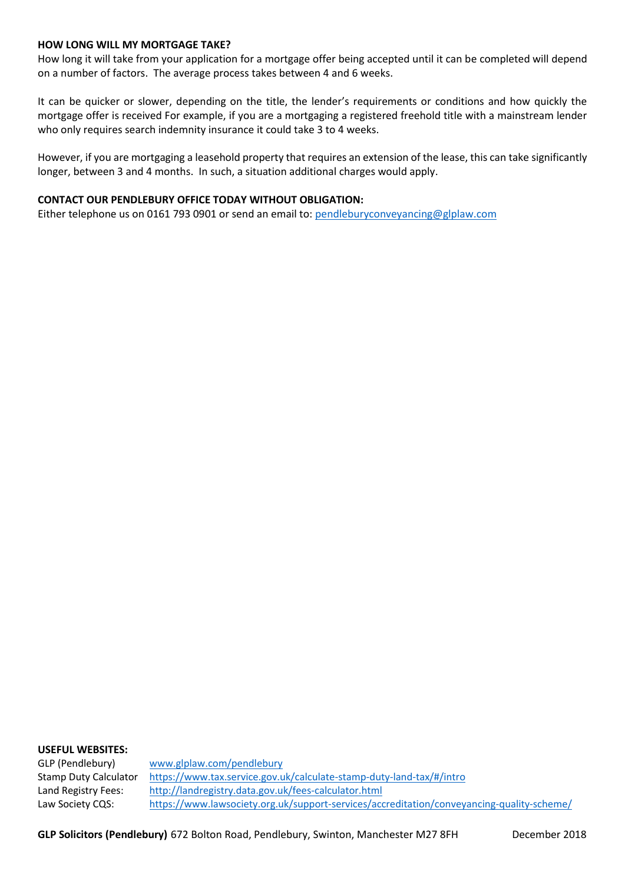**HOW LONG WILL MY MORTGAGE TAKE?**

How long it will take from your application for a mortgage offer being accepted until it can be completed will depend on a number of factors. The average process takes between 4 and 6 weeks.

It can be quicker or slower, depending on the title, the lender's requirements or conditions and how quickly the mortgage offer is received For example, if you are a mortgaging a registered freehold title with a mainstream lender who only requires search indemnity insurance it could take 3 to 4 weeks.

However, if you are mortgaging a leasehold property that requires an extension of the lease, this can take significantly longer, between 3 and 4 months. In such, a situation additional charges would apply.

**CONTACT OUR PENDLEBURY OFFICE TODAY WITHOUT OBLIGATION:**

Either telephone us on 0161 793 0901 or send an email to: pendleburyconveyancing@glplaw.com

**USEFUL WEBSITES:**

| | |
|---|---|
| GLP (Pendlebury) | www.glplaw.com/pendlebury |
| Stamp Duty Calculator | https://www.tax.service.gov.uk/calculate-stamp-duty-land-tax/#/intro |
| Land Registry Fees: | http://landregistry.data.gov.uk/fees-calculator.html |
| Law Society CQS: | https://www.lawsociety.org.uk/support-services/accreditation/conveyancing-quality-scheme/ |

**GLP Solicitors (Pendlebury)** 672 Bolton Road, Pendlebury, Swinton, Manchester M27 8FH December 2018